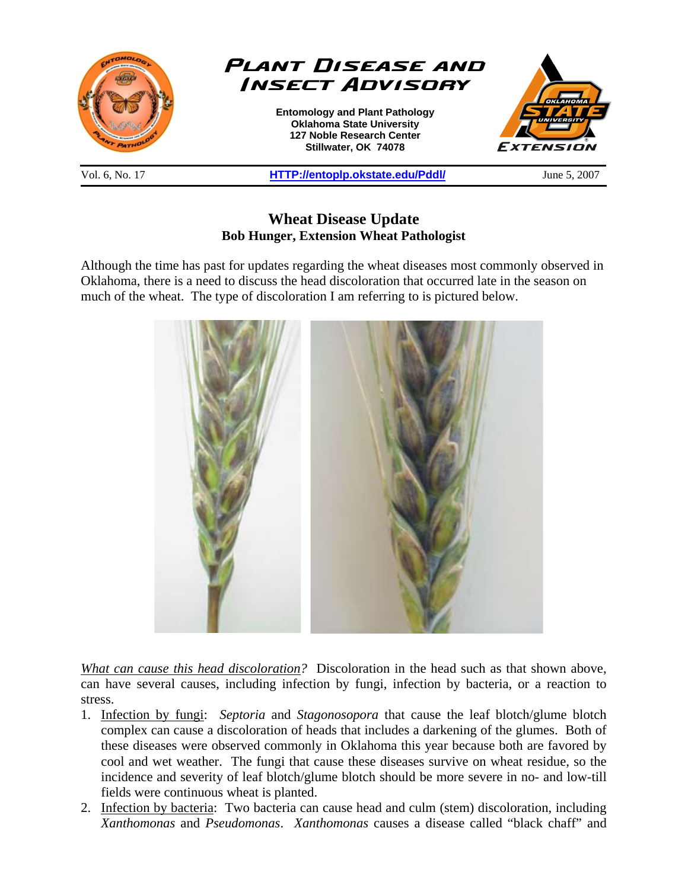# Plant Disease and Insect Advisory

**Entomology and Plant Pathology**
**Oklahoma State University**
**127 Noble Research Center**
**Stillwater, OK 74078**

Vol. 6, No. 17 | HTTP://entoplp.okstate.edu/Pddl/ | June 5, 2007

## Wheat Disease Update

**Bob Hunger, Extension Wheat Pathologist**

Although the time has past for updates regarding the wheat diseases most commonly observed in Oklahoma, there is a need to discuss the head discoloration that occurred late in the season on much of the wheat. The type of discoloration I am referring to is pictured below.

*What can cause this head discoloration?* Discoloration in the head such as that shown above, can have several causes, including infection by fungi, infection by bacteria, or a reaction to stress.

1. Infection by fungi: *Septoria* and *Stagonosopora* that cause the leaf blotch/glume blotch complex can cause a discoloration of heads that includes a darkening of the glumes. Both of these diseases were observed commonly in Oklahoma this year because both are favored by cool and wet weather. The fungi that cause these diseases survive on wheat residue, so the incidence and severity of leaf blotch/glume blotch should be more severe in no- and low-till fields were continuous wheat is planted.
2. Infection by bacteria: Two bacteria can cause head and culm (stem) discoloration, including *Xanthomonas* and *Pseudomonas*. *Xanthomonas* causes a disease called "black chaff" and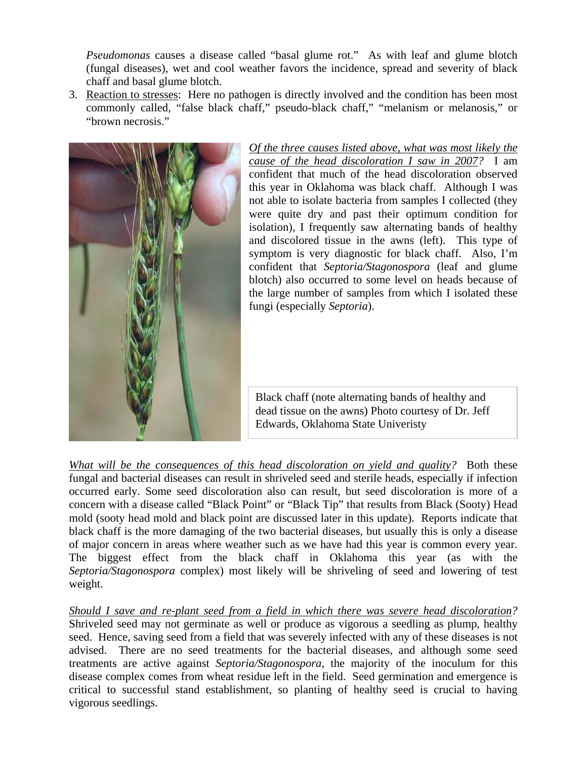*Pseudomonas* causes a disease called "basal glume rot." As with leaf and glume blotch (fungal diseases), wet and cool weather favors the incidence, spread and severity of black chaff and basal glume blotch.

3. Reaction to stresses: Here no pathogen is directly involved and the condition has been most commonly called, "false black chaff," pseudo-black chaff," "melanism or melanosis," or "brown necrosis."

*Of the three causes listed above, what was most likely the cause of the head discoloration I saw in 2007?* I am confident that much of the head discoloration observed this year in Oklahoma was black chaff. Although I was not able to isolate bacteria from samples I collected (they were quite dry and past their optimum condition for isolation), I frequently saw alternating bands of healthy and discolored tissue in the awns (left). This type of symptom is very diagnostic for black chaff. Also, I'm confident that *Septoria/Stagonospora* (leaf and glume blotch) also occurred to some level on heads because of the large number of samples from which I isolated these fungi (especially *Septoria*).

Black chaff (note alternating bands of healthy and dead tissue on the awns) Photo courtesy of Dr. Jeff Edwards, Oklahoma State Univeristy

*What will be the consequences of this head discoloration on yield and quality?* Both these fungal and bacterial diseases can result in shriveled seed and sterile heads, especially if infection occurred early. Some seed discoloration also can result, but seed discoloration is more of a concern with a disease called "Black Point" or "Black Tip" that results from Black (Sooty) Head mold (sooty head mold and black point are discussed later in this update). Reports indicate that black chaff is the more damaging of the two bacterial diseases, but usually this is only a disease of major concern in areas where weather such as we have had this year is common every year. The biggest effect from the black chaff in Oklahoma this year (as with the *Septoria/Stagonospora* complex) most likely will be shriveling of seed and lowering of test weight.

*Should I save and re-plant seed from a field in which there was severe head discoloration?* Shriveled seed may not germinate as well or produce as vigorous a seedling as plump, healthy seed. Hence, saving seed from a field that was severely infected with any of these diseases is not advised. There are no seed treatments for the bacterial diseases, and although some seed treatments are active against *Septoria/Stagonospora*, the majority of the inoculum for this disease complex comes from wheat residue left in the field. Seed germination and emergence is critical to successful stand establishment, so planting of healthy seed is crucial to having vigorous seedlings.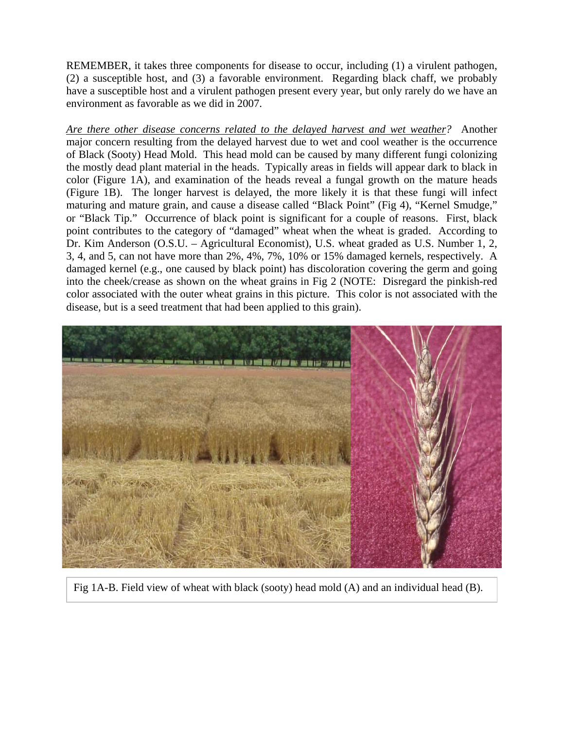REMEMBER, it takes three components for disease to occur, including (1) a virulent pathogen, (2) a susceptible host, and (3) a favorable environment. Regarding black chaff, we probably have a susceptible host and a virulent pathogen present every year, but only rarely do we have an environment as favorable as we did in 2007.

*Are there other disease concerns related to the delayed harvest and wet weather?* Another major concern resulting from the delayed harvest due to wet and cool weather is the occurrence of Black (Sooty) Head Mold. This head mold can be caused by many different fungi colonizing the mostly dead plant material in the heads. Typically areas in fields will appear dark to black in color (Figure 1A), and examination of the heads reveal a fungal growth on the mature heads (Figure 1B). The longer harvest is delayed, the more likely it is that these fungi will infect maturing and mature grain, and cause a disease called "Black Point" (Fig 4), "Kernel Smudge," or "Black Tip." Occurrence of black point is significant for a couple of reasons. First, black point contributes to the category of "damaged" wheat when the wheat is graded. According to Dr. Kim Anderson (O.S.U. – Agricultural Economist), U.S. wheat graded as U.S. Number 1, 2, 3, 4, and 5, can not have more than 2%, 4%, 7%, 10% or 15% damaged kernels, respectively. A damaged kernel (e.g., one caused by black point) has discoloration covering the germ and going into the cheek/crease as shown on the wheat grains in Fig 2 (NOTE: Disregard the pinkish-red color associated with the outer wheat grains in this picture. This color is not associated with the disease, but is a seed treatment that had been applied to this grain).

Fig 1A-B. Field view of wheat with black (sooty) head mold (A) and an individual head (B).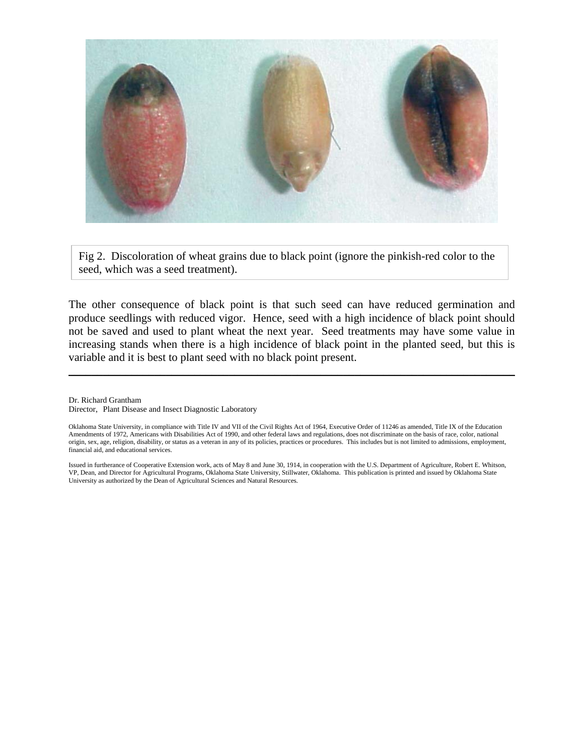Fig 2. Discoloration of wheat grains due to black point (ignore the pinkish-red color to the seed, which was a seed treatment).

The other consequence of black point is that such seed can have reduced germination and produce seedlings with reduced vigor. Hence, seed with a high incidence of black point should not be saved and used to plant wheat the next year. Seed treatments may have some value in increasing stands when there is a high incidence of black point in the planted seed, but this is variable and it is best to plant seed with no black point present.

---

Dr. Richard Grantham
Director, Plant Disease and Insect Diagnostic Laboratory

Oklahoma State University, in compliance with Title IV and VII of the Civil Rights Act of 1964, Executive Order of 11246 as amended, Title IX of the Education Amendments of 1972, Americans with Disabilities Act of 1990, and other federal laws and regulations, does not discriminate on the basis of race, color, national origin, sex, age, religion, disability, or status as a veteran in any of its policies, practices or procedures. This includes but is not limited to admissions, employment, financial aid, and educational services.

Issued in furtherance of Cooperative Extension work, acts of May 8 and June 30, 1914, in cooperation with the U.S. Department of Agriculture, Robert E. Whitson, VP, Dean, and Director for Agricultural Programs, Oklahoma State University, Stillwater, Oklahoma. This publication is printed and issued by Oklahoma State University as authorized by the Dean of Agricultural Sciences and Natural Resources.